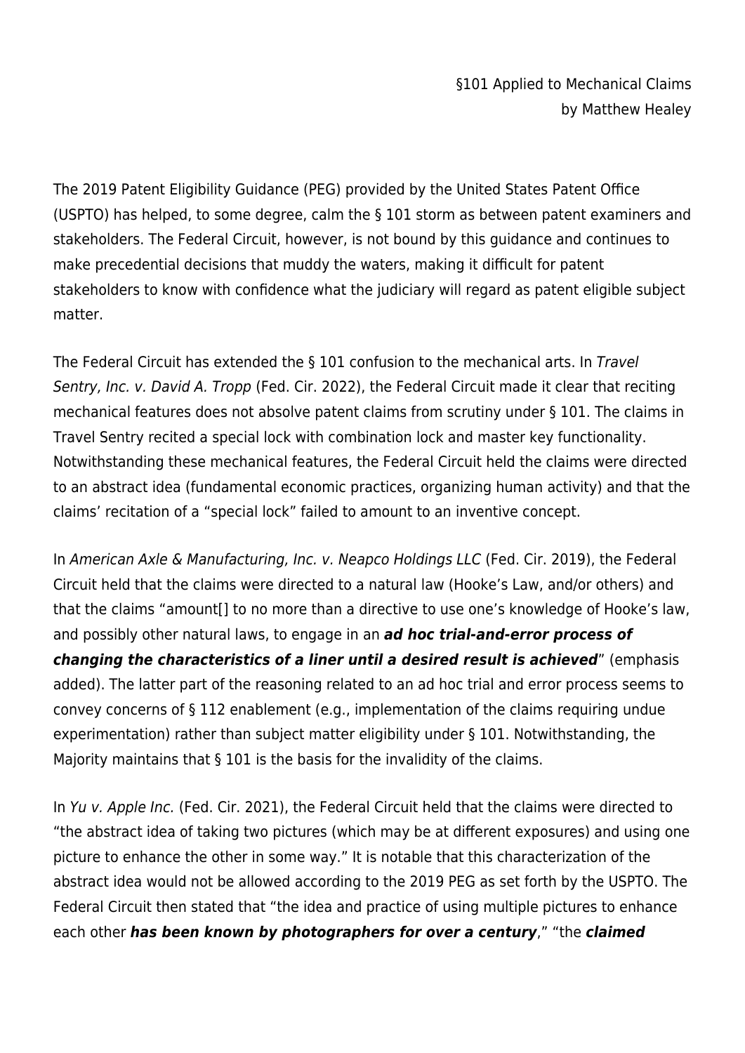§101 Applied to Mechanical Claims
by Matthew Healey

The 2019 Patent Eligibility Guidance (PEG) provided by the United States Patent Office (USPTO) has helped, to some degree, calm the § 101 storm as between patent examiners and stakeholders. The Federal Circuit, however, is not bound by this guidance and continues to make precedential decisions that muddy the waters, making it difficult for patent stakeholders to know with confidence what the judiciary will regard as patent eligible subject matter.

The Federal Circuit has extended the § 101 confusion to the mechanical arts. In *Travel Sentry, Inc. v. David A. Tropp* (Fed. Cir. 2022), the Federal Circuit made it clear that reciting mechanical features does not absolve patent claims from scrutiny under § 101. The claims in Travel Sentry recited a special lock with combination lock and master key functionality. Notwithstanding these mechanical features, the Federal Circuit held the claims were directed to an abstract idea (fundamental economic practices, organizing human activity) and that the claims' recitation of a "special lock" failed to amount to an inventive concept.

In *American Axle & Manufacturing, Inc. v. Neapco Holdings LLC* (Fed. Cir. 2019), the Federal Circuit held that the claims were directed to a natural law (Hooke's Law, and/or others) and that the claims "amount[] to no more than a directive to use one's knowledge of Hooke's law, and possibly other natural laws, to engage in an ***ad hoc trial-and-error process of changing the characteristics of a liner until a desired result is achieved***" (emphasis added). The latter part of the reasoning related to an ad hoc trial and error process seems to convey concerns of § 112 enablement (e.g., implementation of the claims requiring undue experimentation) rather than subject matter eligibility under § 101. Notwithstanding, the Majority maintains that § 101 is the basis for the invalidity of the claims.

In *Yu v. Apple Inc.* (Fed. Cir. 2021), the Federal Circuit held that the claims were directed to "the abstract idea of taking two pictures (which may be at different exposures) and using one picture to enhance the other in some way." It is notable that this characterization of the abstract idea would not be allowed according to the 2019 PEG as set forth by the USPTO. The Federal Circuit then stated that "the idea and practice of using multiple pictures to enhance each other ***has been known by photographers for over a century***," "the ***claimed***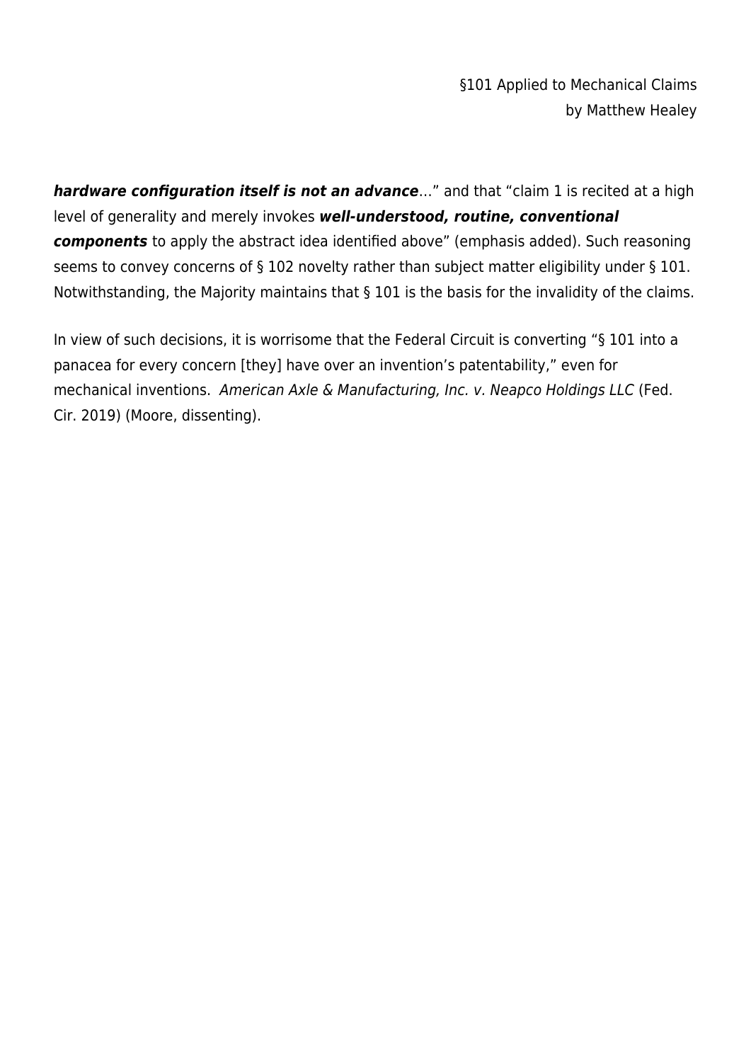***hardware configuration itself is not an advance***…" and that "claim 1 is recited at a high level of generality and merely invokes ***well-understood, routine, conventional components*** to apply the abstract idea identified above" (emphasis added). Such reasoning seems to convey concerns of § 102 novelty rather than subject matter eligibility under § 101. Notwithstanding, the Majority maintains that § 101 is the basis for the invalidity of the claims.

In view of such decisions, it is worrisome that the Federal Circuit is converting "§ 101 into a panacea for every concern [they] have over an invention's patentability," even for mechanical inventions. *American Axle & Manufacturing, Inc. v. Neapco Holdings LLC* (Fed. Cir. 2019) (Moore, dissenting).